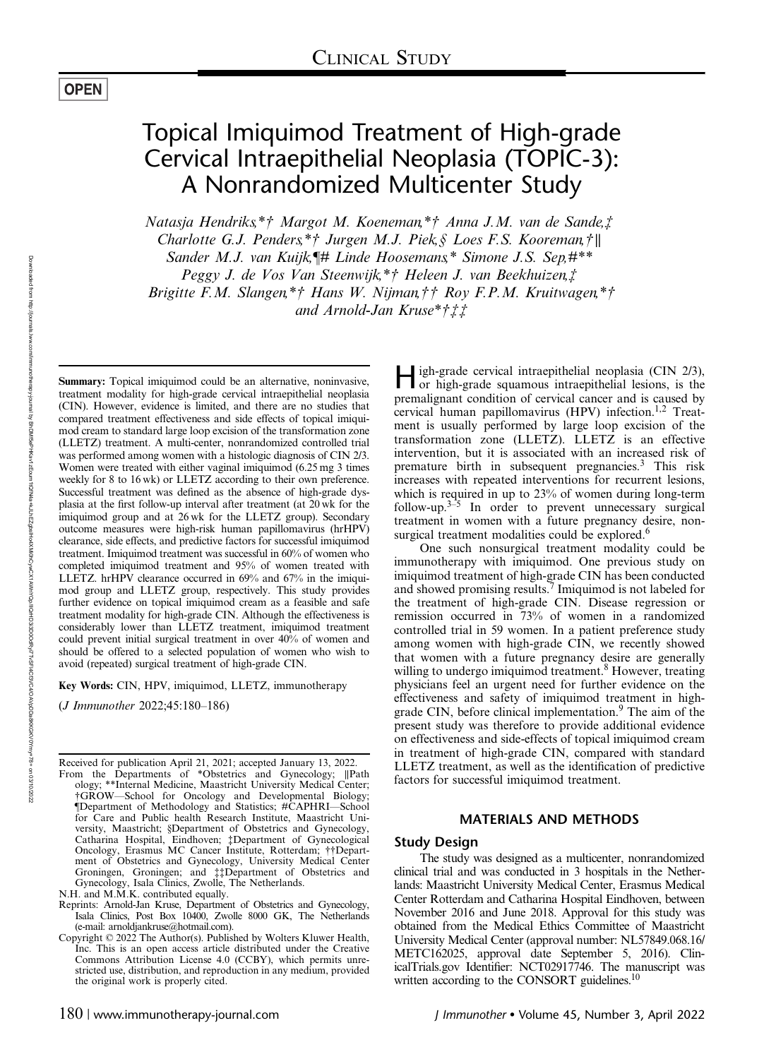OPEN

# Topical Imiquimod Treatment of High-grade Cervical Intraepithelial Neoplasia (TOPIC-3): A Nonrandomized Multicenter Study

*Natasja Hendriks,\*† Margot M. Koeneman,\*† Anna J.M. van de Sande,‡ Charlotte G.J. Penders,\*† Jurgen M.J. Piek,§ Loes F.S. Kooreman,†∥ Sander M.J. van Kuijk,¶# Linde Hoosemans,\* Simone J.S. Sep,#\*\* Peggy J. de Vos Van Steenwijk,\*† Heleen J. van Beekhuizen,‡ Brigitte F.M. Slangen,\*† Hans W. Nijman,†† Roy F.P.M. Kruitwagen,\*† and Arnold-Jan Kruse\*†‡‡*

**Summary:** Topical imiquimod could be an alternative, noninvasive, treatment modality for high-grade cervical intraepithelial neoplasia (CIN). However, evidence is limited, and there are no studies that compared treatment effectiveness and side effects of topical imiquimod cream to standard large loop excision of the transformation zone (LLETZ) treatment. A multi-center, nonrandomized controlled trial was performed among women with a histologic diagnosis of CIN 2/3. Women were treated with either vaginal imiquimod (6.25 mg 3 times weekly for 8 to 16 wk) or LLETZ according to their own preference. Successful treatment was defined as the absence of high-grade dysplasia at the first follow-up interval after treatment (at 20 wk for the imiquimod group and at 26 wk for the LLETZ group). Secondary outcome measures were high-risk human papillomavirus (hrHPV) clearance, side effects, and predictive factors for successful imiquimod treatment. Imiquimod treatment was successful in 60% of women who completed imiquimod treatment and 95% of women treated with LLETZ. hrHPV clearance occurred in 69% and 67% in the imiquimod group and LLETZ group, respectively. This study provides further evidence on topical imiquimod cream as a feasible and safe treatment modality for high-grade CIN. Although the effectiveness is considerably lower than LLETZ treatment, imiquimod treatment could prevent initial surgical treatment in over 40% of women and should be offered to a selected population of women who wish to avoid (repeated) surgical treatment of high-grade CIN.

**Key Words:** CIN, HPV, imiquimod, LLETZ, immunotherapy

(*J Immunother* 2022;45:180–186)

Received for publication April 21, 2021; accepted January 13, 2022.

From the Departments of \*Obstetrics and Gynecology; ∥Pathology; \*\*Internal Medicine, Maastricht University Medical Center; †GROW—School for Oncology and Developmental Biology; ¶Department of Methodology and Statistics; #CAPHRI—School for Care and Public health Research Institute, Maastricht University, Maastricht; §Department of Obstetrics and Gynecology, Catharina Hospital, Eindhoven; ‡Department of Gynecological Oncology, Erasmus MC Cancer Institute, Rotterdam; ††Department of Obstetrics and Gynecology, University Medical Center Groningen, Groningen; and ‡‡Department of Obstetrics and Gynecology, Isala Clinics, Zwolle, The Netherlands.

N.H. and M.M.K. contributed equally.

Reprints: Arnold-Jan Kruse, Department of Obstetrics and Gynecology, Isala Clinics, Post Box 10400, Zwolle 8000 GK, The Netherlands (e-mail: arnoldjankruse@hotmail.com).

Copyright © 2022 The Author(s). Published by Wolters Kluwer Health, Inc. This is an open access article distributed under the Creative Commons Attribution License 4.0 (CCBY), which permits unrestricted use, distribution, and reproduction in any medium, provided the original work is properly cited.

High-grade cervical intraepithelial neoplasia (CIN 2/3), or high-grade squamous intraepithelial lesions, is the premalignant condition of cervical cancer and is caused by cervical human papillomavirus (HPV) infection.[1,2] Treatment is usually performed by large loop excision of the transformation zone (LLETZ). LLETZ is an effective intervention, but it is associated with an increased risk of premature birth in subsequent pregnancies.[3] This risk increases with repeated interventions for recurrent lesions, which is required in up to 23% of women during long-term follow-up.[3–5] In order to prevent unnecessary surgical treatment in women with a future pregnancy desire, nonsurgical treatment modalities could be explored.[6]

One such nonsurgical treatment modality could be immunotherapy with imiquimod. One previous study on imiquimod treatment of high-grade CIN has been conducted and showed promising results.[7] Imiquimod is not labeled for the treatment of high-grade CIN. Disease regression or remission occurred in 73% of women in a randomized controlled trial in 59 women. In a patient preference study among women with high-grade CIN, we recently showed that women with a future pregnancy desire are generally willing to undergo imiquimod treatment.[8] However, treating physicians feel an urgent need for further evidence on the effectiveness and safety of imiquimod treatment in high-grade CIN, before clinical implementation.[9] The aim of the present study was therefore to provide additional evidence on effectiveness and side-effects of topical imiquimod cream in treatment of high-grade CIN, compared with standard LLETZ treatment, as well as the identification of predictive factors for successful imiquimod treatment.

## MATERIALS AND METHODS

### Study Design

The study was designed as a multicenter, nonrandomized clinical trial and was conducted in 3 hospitals in the Netherlands: Maastricht University Medical Center, Erasmus Medical Center Rotterdam and Catharina Hospital Eindhoven, between November 2016 and June 2018. Approval for this study was obtained from the Medical Ethics Committee of Maastricht University Medical Center (approval number: NL57849.068.16/METC162025, approval date September 5, 2016). ClinicalTrials.gov Identifier: NCT02917746. The manuscript was written according to the CONSORT guidelines.[10]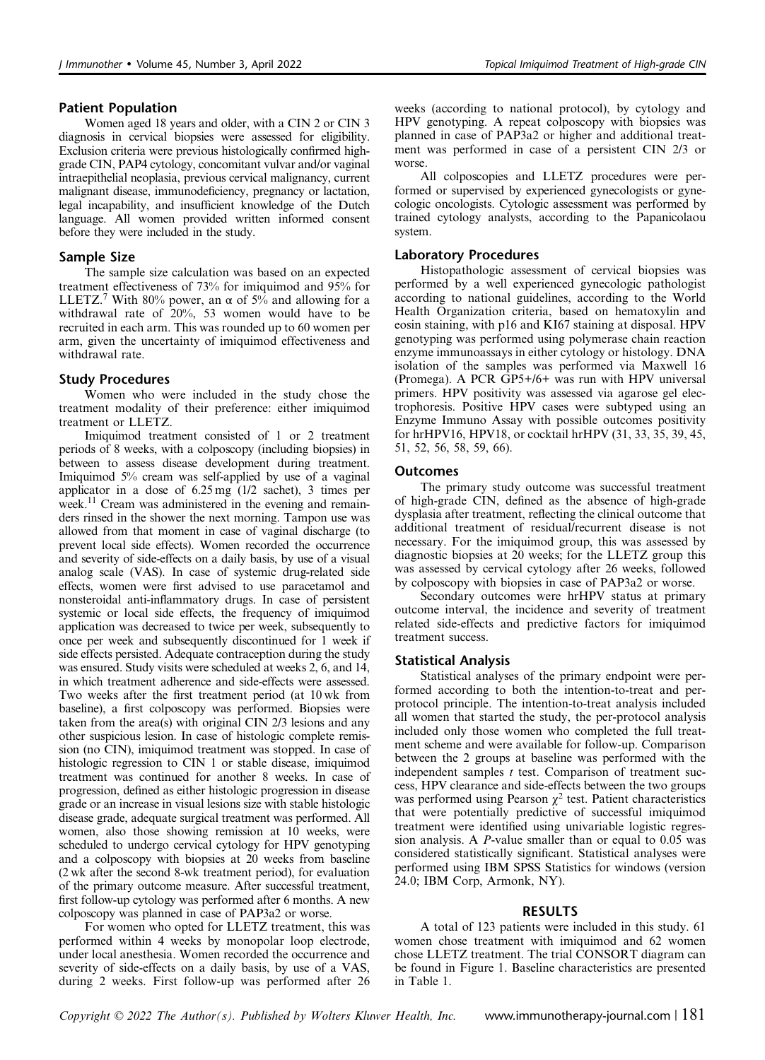## Patient Population

Women aged 18 years and older, with a CIN 2 or CIN 3 diagnosis in cervical biopsies were assessed for eligibility. Exclusion criteria were previous histologically confirmed high-grade CIN, PAP4 cytology, concomitant vulvar and/or vaginal intraepithelial neoplasia, previous cervical malignancy, current malignant disease, immunodeficiency, pregnancy or lactation, legal incapability, and insufficient knowledge of the Dutch language. All women provided written informed consent before they were included in the study.

## Sample Size

The sample size calculation was based on an expected treatment effectiveness of 73% for imiquimod and 95% for LLETZ.[7] With 80% power, an α of 5% and allowing for a withdrawal rate of 20%, 53 women would have to be recruited in each arm. This was rounded up to 60 women per arm, given the uncertainty of imiquimod effectiveness and withdrawal rate.

## Study Procedures

Women who were included in the study chose the treatment modality of their preference: either imiquimod treatment or LLETZ.

Imiquimod treatment consisted of 1 or 2 treatment periods of 8 weeks, with a colposcopy (including biopsies) in between to assess disease development during treatment. Imiquimod 5% cream was self-applied by use of a vaginal applicator in a dose of 6.25 mg (1/2 sachet), 3 times per week.[11] Cream was administered in the evening and remainders rinsed in the shower the next morning. Tampon use was allowed from that moment in case of vaginal discharge (to prevent local side effects). Women recorded the occurrence and severity of side-effects on a daily basis, by use of a visual analog scale (VAS). In case of systemic drug-related side effects, women were first advised to use paracetamol and nonsteroidal anti-inflammatory drugs. In case of persistent systemic or local side effects, the frequency of imiquimod application was decreased to twice per week, subsequently to once per week and subsequently discontinued for 1 week if side effects persisted. Adequate contraception during the study was ensured. Study visits were scheduled at weeks 2, 6, and 14, in which treatment adherence and side-effects were assessed. Two weeks after the first treatment period (at 10 wk from baseline), a first colposcopy was performed. Biopsies were taken from the area(s) with original CIN 2/3 lesions and any other suspicious lesion. In case of histologic complete remission (no CIN), imiquimod treatment was stopped. In case of histologic regression to CIN 1 or stable disease, imiquimod treatment was continued for another 8 weeks. In case of progression, defined as either histologic progression in disease grade or an increase in visual lesions size with stable histologic disease grade, adequate surgical treatment was performed. All women, also those showing remission at 10 weeks, were scheduled to undergo cervical cytology for HPV genotyping and a colposcopy with biopsies at 20 weeks from baseline (2 wk after the second 8-wk treatment period), for evaluation of the primary outcome measure. After successful treatment, first follow-up cytology was performed after 6 months. A new colposcopy was planned in case of PAP3a2 or worse.

For women who opted for LLETZ treatment, this was performed within 4 weeks by monopolar loop electrode, under local anesthesia. Women recorded the occurrence and severity of side-effects on a daily basis, by use of a VAS, during 2 weeks. First follow-up was performed after 26 weeks (according to national protocol), by cytology and HPV genotyping. A repeat colposcopy with biopsies was planned in case of PAP3a2 or higher and additional treatment was performed in case of a persistent CIN 2/3 or worse.

All colposcopies and LLETZ procedures were performed or supervised by experienced gynecologists or gynecologic oncologists. Cytologic assessment was performed by trained cytology analysts, according to the Papanicolaou system.

## Laboratory Procedures

Histopathologic assessment of cervical biopsies was performed by a well experienced gynecologic pathologist according to national guidelines, according to the World Health Organization criteria, based on hematoxylin and eosin staining, with p16 and KI67 staining at disposal. HPV genotyping was performed using polymerase chain reaction enzyme immunoassays in either cytology or histology. DNA isolation of the samples was performed via Maxwell 16 (Promega). A PCR GP5+/6+ was run with HPV universal primers. HPV positivity was assessed via agarose gel electrophoresis. Positive HPV cases were subtyped using an Enzyme Immuno Assay with possible outcomes positivity for hrHPV16, HPV18, or cocktail hrHPV (31, 33, 35, 39, 45, 51, 52, 56, 58, 59, 66).

## Outcomes

The primary study outcome was successful treatment of high-grade CIN, defined as the absence of high-grade dysplasia after treatment, reflecting the clinical outcome that additional treatment of residual/recurrent disease is not necessary. For the imiquimod group, this was assessed by diagnostic biopsies at 20 weeks; for the LLETZ group this was assessed by cervical cytology after 26 weeks, followed by colposcopy with biopsies in case of PAP3a2 or worse.

Secondary outcomes were hrHPV status at primary outcome interval, the incidence and severity of treatment related side-effects and predictive factors for imiquimod treatment success.

## Statistical Analysis

Statistical analyses of the primary endpoint were performed according to both the intention-to-treat and per-protocol principle. The intention-to-treat analysis included all women that started the study, the per-protocol analysis included only those women who completed the full treatment scheme and were available for follow-up. Comparison between the 2 groups at baseline was performed with the independent samples *t* test. Comparison of treatment success, HPV clearance and side-effects between the two groups was performed using Pearson $\chi^2$ test. Patient characteristics that were potentially predictive of successful imiquimod treatment were identified using univariable logistic regression analysis. A *P*-value smaller than or equal to 0.05 was considered statistically significant. Statistical analyses were performed using IBM SPSS Statistics for windows (version 24.0; IBM Corp, Armonk, NY).

# RESULTS

A total of 123 patients were included in this study. 61 women chose treatment with imiquimod and 62 women chose LLETZ treatment. The trial CONSORT diagram can be found in Figure 1. Baseline characteristics are presented in Table 1.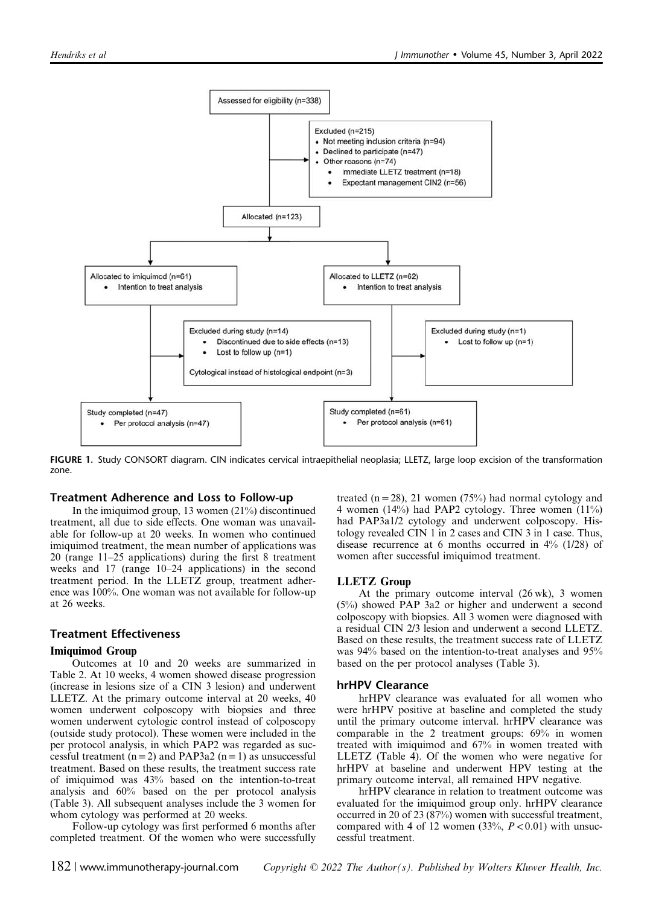Assessed for eligibility (n=338)

Excluded (n=215)
- Not meeting inclusion criteria (n=94)
- Declined to participate (n=47)
- Other reasons (n=74)
  - Immediate LLETZ treatment (n=18)
  - Expectant management CIN2 (n=56)

Allocated (n=123)

Allocated to imiquimod (n=61)
- Intention to treat analysis

Allocated to LLETZ (n=62)
- Intention to treat analysis

Excluded during study (n=14)
- Discontinued due to side effects (n=13)
- Lost to follow up (n=1)

Cytological instead of histological endpoint (n=3)

Excluded during study (n=1)
- Lost to follow up (n=1)

Study completed (n=47)
- Per protocol analysis (n=47)

Study completed (n=61)
- Per protocol analysis (n=61)

**FIGURE 1.** Study CONSORT diagram. CIN indicates cervical intraepithelial neoplasia; LLETZ, large loop excision of the transformation zone.

## Treatment Adherence and Loss to Follow-up

In the imiquimod group, 13 women (21%) discontinued treatment, all due to side effects. One woman was unavailable for follow-up at 20 weeks. In women who continued imiquimod treatment, the mean number of applications was 20 (range 11–25 applications) during the first 8 treatment weeks and 17 (range 10–24 applications) in the second treatment period. In the LLETZ group, treatment adherence was 100%. One woman was not available for follow-up at 26 weeks.

## Treatment Effectiveness

### Imiquimod Group

Outcomes at 10 and 20 weeks are summarized in Table 2. At 10 weeks, 4 women showed disease progression (increase in lesions size of a CIN 3 lesion) and underwent LLETZ. At the primary outcome interval at 20 weeks, 40 women underwent colposcopy with biopsies and three women underwent cytologic control instead of colposcopy (outside study protocol). These women were included in the per protocol analysis, in which PAP2 was regarded as successful treatment (n = 2) and PAP3a2 (n = 1) as unsuccessful treatment. Based on these results, the treatment success rate of imiquimod was 43% based on the intention-to-treat analysis and 60% based on the per protocol analysis (Table 3). All subsequent analyses include the 3 women for whom cytology was performed at 20 weeks.

Follow-up cytology was first performed 6 months after completed treatment. Of the women who were successfully treated (n = 28), 21 women (75%) had normal cytology and 4 women (14%) had PAP2 cytology. Three women (11%) had PAP3a1/2 cytology and underwent colposcopy. Histology revealed CIN 1 in 2 cases and CIN 3 in 1 case. Thus, disease recurrence at 6 months occurred in 4% (1/28) of women after successful imiquimod treatment.

### LLETZ Group

At the primary outcome interval (26 wk), 3 women (5%) showed PAP 3a2 or higher and underwent a second colposcopy with biopsies. All 3 women were diagnosed with a residual CIN 2/3 lesion and underwent a second LLETZ. Based on these results, the treatment success rate of LLETZ was 94% based on the intention-to-treat analyses and 95% based on the per protocol analyses (Table 3).

## hrHPV Clearance

hrHPV clearance was evaluated for all women who were hrHPV positive at baseline and completed the study until the primary outcome interval. hrHPV clearance was comparable in the 2 treatment groups: 69% in women treated with imiquimod and 67% in women treated with LLETZ (Table 4). Of the women who were negative for hrHPV at baseline and underwent HPV testing at the primary outcome interval, all remained HPV negative.

hrHPV clearance in relation to treatment outcome was evaluated for the imiquimod group only. hrHPV clearance occurred in 20 of 23 (87%) women with successful treatment, compared with 4 of 12 women (33%, $P < 0.01$) with unsuccessful treatment.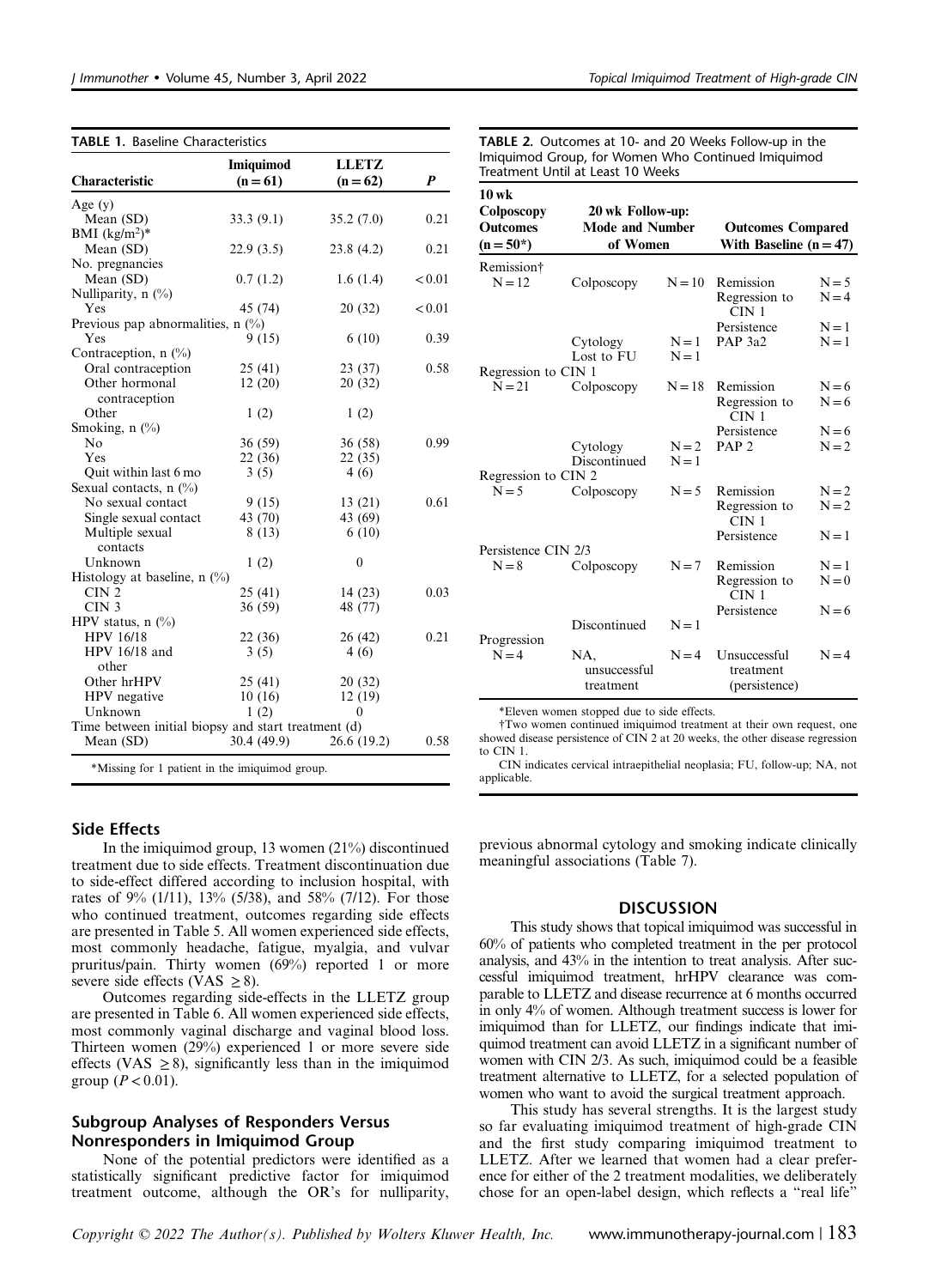**TABLE 1.** Baseline Characteristics

| Characteristic | Imiquimod (n = 61) | LLETZ (n = 62) | *P* |
|---|---|---|---|
| Age (y) | | | |
| Mean (SD) | 33.3 (9.1) | 35.2 (7.0) | 0.21 |
| BMI (kg/m²)* | | | |
| Mean (SD) | 22.9 (3.5) | 23.8 (4.2) | 0.21 |
| No. pregnancies | | | |
| Mean (SD) | 0.7 (1.2) | 1.6 (1.4) | < 0.01 |
| Nulliparity, n (%) | | | |
| Yes | 45 (74) | 20 (32) | < 0.01 |
| Previous pap abnormalities, n (%) | | | |
| Yes | 9 (15) | 6 (10) | 0.39 |
| Contraception, n (%) | | | |
| Oral contraception | 25 (41) | 23 (37) | 0.58 |
| Other hormonal contraception | 12 (20) | 20 (32) | |
| Other | 1 (2) | 1 (2) | |
| Smoking, n (%) | | | |
| No | 36 (59) | 36 (58) | 0.99 |
| Yes | 22 (36) | 22 (35) | |
| Quit within last 6 mo | 3 (5) | 4 (6) | |
| Sexual contacts, n (%) | | | |
| No sexual contact | 9 (15) | 13 (21) | 0.61 |
| Single sexual contact | 43 (70) | 43 (69) | |
| Multiple sexual contacts | 8 (13) | 6 (10) | |
| Unknown | 1 (2) | 0 | |
| Histology at baseline, n (%) | | | |
| CIN 2 | 25 (41) | 14 (23) | 0.03 |
| CIN 3 | 36 (59) | 48 (77) | |
| HPV status, n (%) | | | |
| HPV 16/18 | 22 (36) | 26 (42) | 0.21 |
| HPV 16/18 and other | 3 (5) | 4 (6) | |
| Other hrHPV | 25 (41) | 20 (32) | |
| HPV negative | 10 (16) | 12 (19) | |
| Unknown | 1 (2) | 0 | |
| Time between initial biopsy and start treatment (d) | | | |
| Mean (SD) | 30.4 (49.9) | 26.6 (19.2) | 0.58 |

*Missing for 1 patient in the imiquimod group.

**TABLE 2.** Outcomes at 10- and 20 Weeks Follow-up in the Imiquimod Group, for Women Who Continued Imiquimod Treatment Until at Least 10 Weeks

| 10 wk Colposcopy Outcomes (n = 50*) | 20 wk Follow-up: Mode and Number of Women | | Outcomes Compared With Baseline (n = 47) | |
|---|---|---|---|---|
| Remission† | | | | |
| N = 12 | Colposcopy | N = 10 | Remission | N = 5 |
| | | | Regression to CIN 1 | N = 4 |
| | | | Persistence | N = 1 |
| | Cytology | N = 1 | PAP 3a2 | N = 1 |
| | Lost to FU | N = 1 | | |
| Regression to CIN 1 | | | | |
| N = 21 | Colposcopy | N = 18 | Remission | N = 6 |
| | | | Regression to CIN 1 | N = 6 |
| | | | Persistence | N = 6 |
| | Cytology | N = 2 | PAP 2 | N = 2 |
| | Discontinued | N = 1 | | |
| Regression to CIN 2 | | | | |
| N = 5 | Colposcopy | N = 5 | Remission | N = 2 |
| | | | Regression to CIN 1 | N = 2 |
| | | | Persistence | N = 1 |
| Persistence CIN 2/3 | | | | |
| N = 8 | Colposcopy | N = 7 | Remission | N = 1 |
| | | | Regression to CIN 1 | N = 0 |
| | | | Persistence | N = 6 |
| | Discontinued | N = 1 | | |
| Progression | | | | |
| N = 4 | NA, unsuccessful treatment | N = 4 | Unsuccessful treatment (persistence) | N = 4 |

*Eleven women stopped due to side effects.

†Two women continued imiquimod treatment at their own request, one showed disease persistence of CIN 2 at 20 weeks, the other disease regression to CIN 1.

CIN indicates cervical intraepithelial neoplasia; FU, follow-up; NA, not applicable.

## Side Effects

In the imiquimod group, 13 women (21%) discontinued treatment due to side effects. Treatment discontinuation due to side-effect differed according to inclusion hospital, with rates of 9% (1/11), 13% (5/38), and 58% (7/12). For those who continued treatment, outcomes regarding side effects are presented in Table 5. All women experienced side effects, most commonly headache, fatigue, myalgia, and vulvar pruritus/pain. Thirty women (69%) reported 1 or more severe side effects (VAS ≥ 8).

Outcomes regarding side-effects in the LLETZ group are presented in Table 6. All women experienced side effects, most commonly vaginal discharge and vaginal blood loss. Thirteen women (29%) experienced 1 or more severe side effects (VAS ≥ 8), significantly less than in the imiquimod group ($P < 0.01$).

## Subgroup Analyses of Responders Versus Nonresponders in Imiquimod Group

None of the potential predictors were identified as a statistically significant predictive factor for imiquimod treatment outcome, although the OR's for nulliparity, previous abnormal cytology and smoking indicate clinically meaningful associations (Table 7).

# DISCUSSION

This study shows that topical imiquimod was successful in 60% of patients who completed treatment in the per protocol analysis, and 43% in the intention to treat analysis. After successful imiquimod treatment, hrHPV clearance was comparable to LLETZ and disease recurrence at 6 months occurred in only 4% of women. Although treatment success is lower for imiquimod than for LLETZ, our findings indicate that imiquimod treatment can avoid LLETZ in a significant number of women with CIN 2/3. As such, imiquimod could be a feasible treatment alternative to LLETZ, for a selected population of women who want to avoid the surgical treatment approach.

This study has several strengths. It is the largest study so far evaluating imiquimod treatment of high-grade CIN and the first study comparing imiquimod treatment to LLETZ. After we learned that women had a clear preference for either of the 2 treatment modalities, we deliberately chose for an open-label design, which reflects a "real life"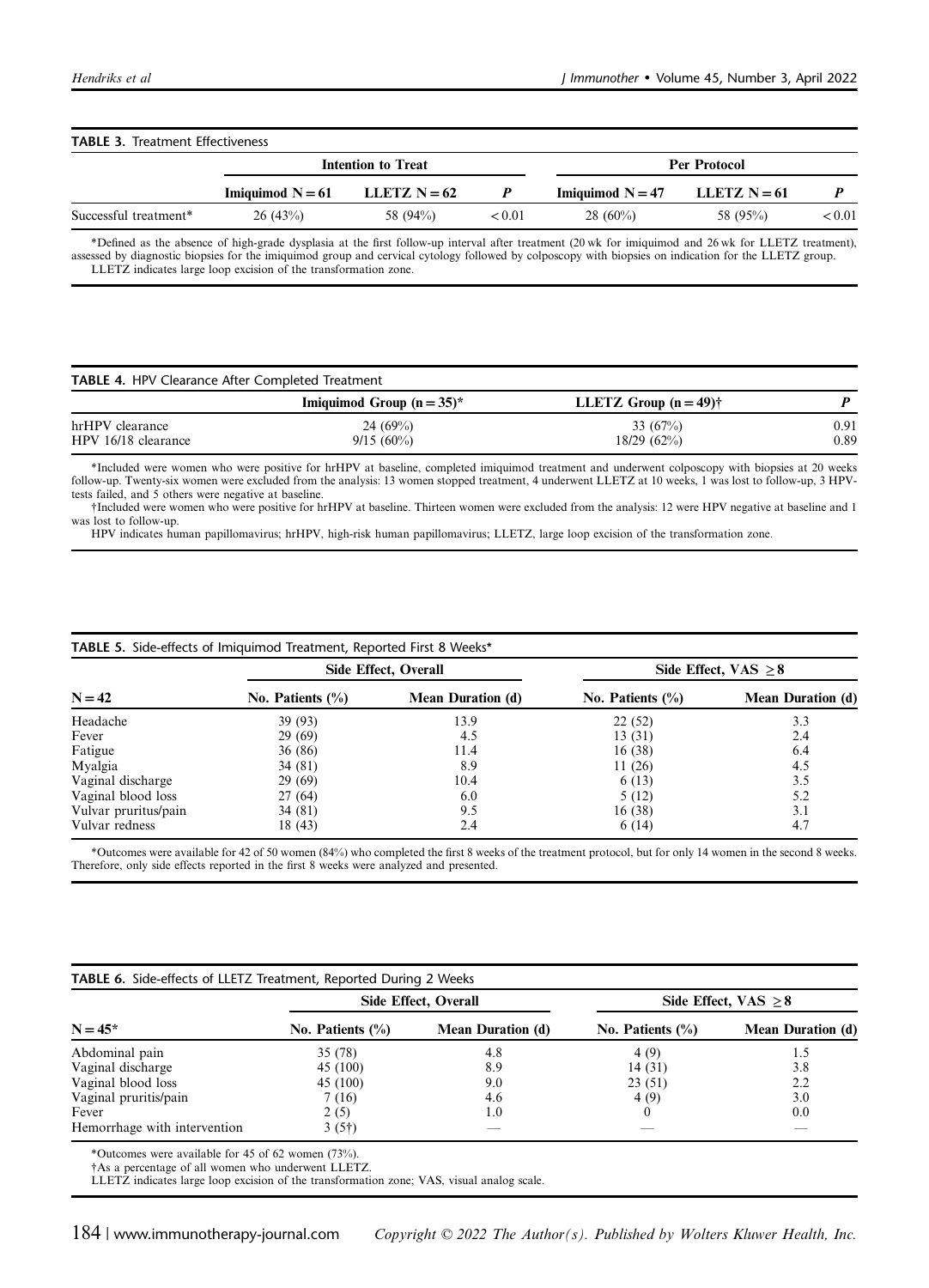**TABLE 3.** Treatment Effectiveness

| | Intention to Treat | | | Per Protocol | | |
|---|---|---|---|---|---|---|
| | Imiquimod N = 61 | LLETZ N = 62 | *P* | Imiquimod N = 47 | LLETZ N = 61 | *P* |
| Successful treatment* | 26 (43%) | 58 (94%) | < 0.01 | 28 (60%) | 58 (95%) | < 0.01 |

*Defined as the absence of high-grade dysplasia at the first follow-up interval after treatment (20 wk for imiquimod and 26 wk for LLETZ treatment), assessed by diagnostic biopsies for the imiquimod group and cervical cytology followed by colposcopy with biopsies on indication for the LLETZ group.
LLETZ indicates large loop excision of the transformation zone.

**TABLE 4.** HPV Clearance After Completed Treatment

| | Imiquimod Group (n = 35)* | LLETZ Group (n = 49)† | *P* |
|---|---|---|---|
| hrHPV clearance | 24 (69%) | 33 (67%) | 0.91 |
| HPV 16/18 clearance | 9/15 (60%) | 18/29 (62%) | 0.89 |

*Included were women who were positive for hrHPV at baseline, completed imiquimod treatment and underwent colposcopy with biopsies at 20 weeks follow-up. Twenty-six women were excluded from the analysis: 13 women stopped treatment, 4 underwent LLETZ at 10 weeks, 1 was lost to follow-up, 3 HPV-tests failed, and 5 others were negative at baseline.
†Included were women who were positive for hrHPV at baseline. Thirteen women were excluded from the analysis: 12 were HPV negative at baseline and 1 was lost to follow-up.
HPV indicates human papillomavirus; hrHPV, high-risk human papillomavirus; LLETZ, large loop excision of the transformation zone.

**TABLE 5.** Side-effects of Imiquimod Treatment, Reported First 8 Weeks*

| | Side Effect, Overall | | Side Effect, VAS ≥ 8 | |
|---|---|---|---|---|
| N = 42 | No. Patients (%) | Mean Duration (d) | No. Patients (%) | Mean Duration (d) |
| Headache | 39 (93) | 13.9 | 22 (52) | 3.3 |
| Fever | 29 (69) | 4.5 | 13 (31) | 2.4 |
| Fatigue | 36 (86) | 11.4 | 16 (38) | 6.4 |
| Myalgia | 34 (81) | 8.9 | 11 (26) | 4.5 |
| Vaginal discharge | 29 (69) | 10.4 | 6 (13) | 3.5 |
| Vaginal blood loss | 27 (64) | 6.0 | 5 (12) | 5.2 |
| Vulvar pruritus/pain | 34 (81) | 9.5 | 16 (38) | 3.1 |
| Vulvar redness | 18 (43) | 2.4 | 6 (14) | 4.7 |

*Outcomes were available for 42 of 50 women (84%) who completed the first 8 weeks of the treatment protocol, but for only 14 women in the second 8 weeks. Therefore, only side effects reported in the first 8 weeks were analyzed and presented.

**TABLE 6.** Side-effects of LLETZ Treatment, Reported During 2 Weeks

| | Side Effect, Overall | | Side Effect, VAS ≥ 8 | |
|---|---|---|---|---|
| N = 45* | No. Patients (%) | Mean Duration (d) | No. Patients (%) | Mean Duration (d) |
| Abdominal pain | 35 (78) | 4.8 | 4 (9) | 1.5 |
| Vaginal discharge | 45 (100) | 8.9 | 14 (31) | 3.8 |
| Vaginal blood loss | 45 (100) | 9.0 | 23 (51) | 2.2 |
| Vaginal pruritis/pain | 7 (16) | 4.6 | 4 (9) | 3.0 |
| Fever | 2 (5) | 1.0 | 0 | 0.0 |
| Hemorrhage with intervention | 3 (5†) | — | — | — |

*Outcomes were available for 45 of 62 women (73%).
†As a percentage of all women who underwent LLETZ.
LLETZ indicates large loop excision of the transformation zone; VAS, visual analog scale.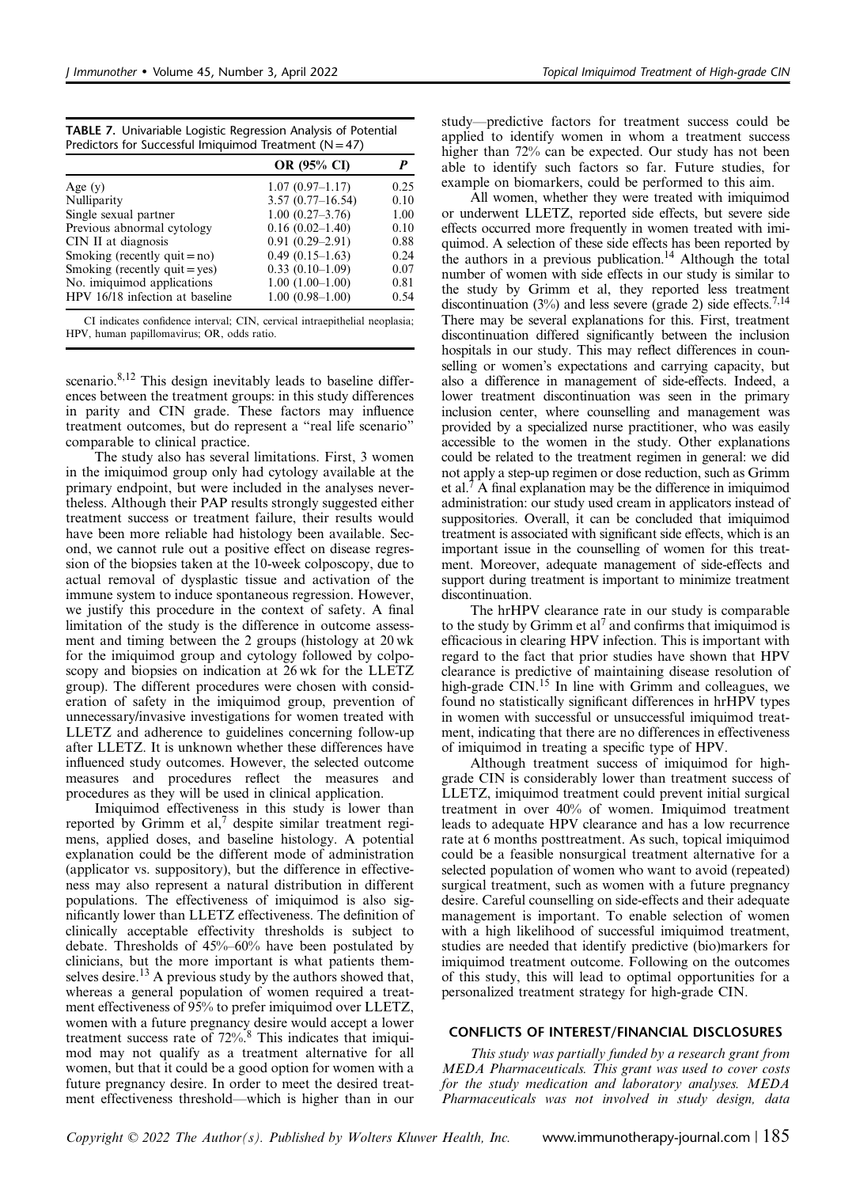**TABLE 7.** Univariable Logistic Regression Analysis of Potential Predictors for Successful Imiquimod Treatment (N = 47)

| | OR (95% CI) | P |
|---|---|---|
| Age (y) | 1.07 (0.97–1.17) | 0.25 |
| Nulliparity | 3.57 (0.77–16.54) | 0.10 |
| Single sexual partner | 1.00 (0.27–3.76) | 1.00 |
| Previous abnormal cytology | 0.16 (0.02–1.40) | 0.10 |
| CIN II at diagnosis | 0.91 (0.29–2.91) | 0.88 |
| Smoking (recently quit = no) | 0.49 (0.15–1.63) | 0.24 |
| Smoking (recently quit = yes) | 0.33 (0.10–1.09) | 0.07 |
| No. imiquimod applications | 1.00 (1.00–1.00) | 0.81 |
| HPV 16/18 infection at baseline | 1.00 (0.98–1.00) | 0.54 |

CI indicates confidence interval; CIN, cervical intraepithelial neoplasia; HPV, human papillomavirus; OR, odds ratio.

scenario.[8,12] This design inevitably leads to baseline differences between the treatment groups: in this study differences in parity and CIN grade. These factors may influence treatment outcomes, but do represent a "real life scenario" comparable to clinical practice.

The study also has several limitations. First, 3 women in the imiquimod group only had cytology available at the primary endpoint, but were included in the analyses nevertheless. Although their PAP results strongly suggested either treatment success or treatment failure, their results would have been more reliable had histology been available. Second, we cannot rule out a positive effect on disease regression of the biopsies taken at the 10-week colposcopy, due to actual removal of dysplastic tissue and activation of the immune system to induce spontaneous regression. However, we justify this procedure in the context of safety. A final limitation of the study is the difference in outcome assessment and timing between the 2 groups (histology at 20 wk for the imiquimod group and cytology followed by colposcopy and biopsies on indication at 26 wk for the LLETZ group). The different procedures were chosen with consideration of safety in the imiquimod group, prevention of unnecessary/invasive investigations for women treated with LLETZ and adherence to guidelines concerning follow-up after LLETZ. It is unknown whether these differences have influenced study outcomes. However, the selected outcome measures and procedures reflect the measures and procedures as they will be used in clinical application.

Imiquimod effectiveness in this study is lower than reported by Grimm et al,[7] despite similar treatment regimens, applied doses, and baseline histology. A potential explanation could be the different mode of administration (applicator vs. suppository), but the difference in effectiveness may also represent a natural distribution in different populations. The effectiveness of imiquimod is also significantly lower than LLETZ effectiveness. The definition of clinically acceptable effectivity thresholds is subject to debate. Thresholds of 45%–60% have been postulated by clinicians, but the more important is what patients themselves desire.[13] A previous study by the authors showed that, whereas a general population of women required a treatment effectiveness of 95% to prefer imiquimod over LLETZ, women with a future pregnancy desire would accept a lower treatment success rate of 72%.[8] This indicates that imiquimod may not qualify as a treatment alternative for all women, but that it could be a good option for women with a future pregnancy desire. In order to meet the desired treatment effectiveness threshold—which is higher than in our study—predictive factors for treatment success could be applied to identify women in whom a treatment success higher than 72% can be expected. Our study has not been able to identify such factors so far. Future studies, for example on biomarkers, could be performed to this aim.

All women, whether they were treated with imiquimod or underwent LLETZ, reported side effects, but severe side effects occurred more frequently in women treated with imiquimod. A selection of these side effects has been reported by the authors in a previous publication.[14] Although the total number of women with side effects in our study is similar to the study by Grimm et al, they reported less treatment discontinuation (3%) and less severe (grade 2) side effects.[7,14] There may be several explanations for this. First, treatment discontinuation differed significantly between the inclusion hospitals in our study. This may reflect differences in counselling or women's expectations and carrying capacity, but also a difference in management of side-effects. Indeed, a lower treatment discontinuation was seen in the primary inclusion center, where counselling and management was provided by a specialized nurse practitioner, who was easily accessible to the women in the study. Other explanations could be related to the treatment regimen in general: we did not apply a step-up regimen or dose reduction, such as Grimm et al.[7] A final explanation may be the difference in imiquimod administration: our study used cream in applicators instead of suppositories. Overall, it can be concluded that imiquimod treatment is associated with significant side effects, which is an important issue in the counselling of women for this treatment. Moreover, adequate management of side-effects and support during treatment is important to minimize treatment discontinuation.

The hrHPV clearance rate in our study is comparable to the study by Grimm et al[7] and confirms that imiquimod is efficacious in clearing HPV infection. This is important with regard to the fact that prior studies have shown that HPV clearance is predictive of maintaining disease resolution of high-grade CIN.[15] In line with Grimm and colleagues, we found no statistically significant differences in hrHPV types in women with successful or unsuccessful imiquimod treatment, indicating that there are no differences in effectiveness of imiquimod in treating a specific type of HPV.

Although treatment success of imiquimod for high-grade CIN is considerably lower than treatment success of LLETZ, imiquimod treatment could prevent initial surgical treatment in over 40% of women. Imiquimod treatment leads to adequate HPV clearance and has a low recurrence rate at 6 months posttreatment. As such, topical imiquimod could be a feasible nonsurgical treatment alternative for a selected population of women who want to avoid (repeated) surgical treatment, such as women with a future pregnancy desire. Careful counselling on side-effects and their adequate management is important. To enable selection of women with a high likelihood of successful imiquimod treatment, studies are needed that identify predictive (bio)markers for imiquimod treatment outcome. Following on the outcomes of this study, this will lead to optimal opportunities for a personalized treatment strategy for high-grade CIN.

## CONFLICTS OF INTEREST/FINANCIAL DISCLOSURES

*This study was partially funded by a research grant from MEDA Pharmaceuticals. This grant was used to cover costs for the study medication and laboratory analyses. MEDA Pharmaceuticals was not involved in study design, data*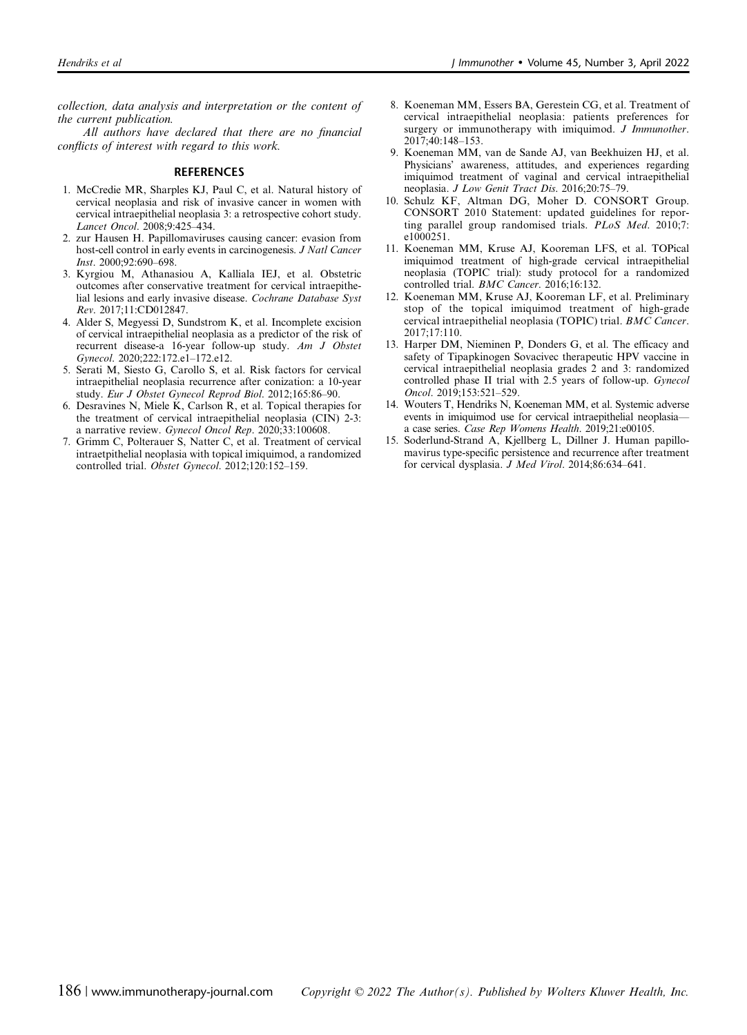*collection, data analysis and interpretation or the content of the current publication.*

*All authors have declared that there are no financial conflicts of interest with regard to this work.*

## REFERENCES

1. McCredie MR, Sharples KJ, Paul C, et al. Natural history of cervical neoplasia and risk of invasive cancer in women with cervical intraepithelial neoplasia 3: a retrospective cohort study. *Lancet Oncol*. 2008;9:425–434.
2. zur Hausen H. Papillomaviruses causing cancer: evasion from host-cell control in early events in carcinogenesis. *J Natl Cancer Inst*. 2000;92:690–698.
3. Kyrgiou M, Athanasiou A, Kalliala IEJ, et al. Obstetric outcomes after conservative treatment for cervical intraepithelial lesions and early invasive disease. *Cochrane Database Syst Rev*. 2017;11:CD012847.
4. Alder S, Megyessi D, Sundstrom K, et al. Incomplete excision of cervical intraepithelial neoplasia as a predictor of the risk of recurrent disease-a 16-year follow-up study. *Am J Obstet Gynecol*. 2020;222:172.e1–172.e12.
5. Serati M, Siesto G, Carollo S, et al. Risk factors for cervical intraepithelial neoplasia recurrence after conization: a 10-year study. *Eur J Obstet Gynecol Reprod Biol*. 2012;165:86–90.
6. Desravines N, Miele K, Carlson R, et al. Topical therapies for the treatment of cervical intraepithelial neoplasia (CIN) 2-3: a narrative review. *Gynecol Oncol Rep*. 2020;33:100608.
7. Grimm C, Polterauer S, Natter C, et al. Treatment of cervical intraetpithelial neoplasia with topical imiquimod, a randomized controlled trial. *Obstet Gynecol*. 2012;120:152–159.
8. Koeneman MM, Essers BA, Gerestein CG, et al. Treatment of cervical intraepithelial neoplasia: patients preferences for surgery or immunotherapy with imiquimod. *J Immunother*. 2017;40:148–153.
9. Koeneman MM, van de Sande AJ, van Beekhuizen HJ, et al. Physicians' awareness, attitudes, and experiences regarding imiquimod treatment of vaginal and cervical intraepithelial neoplasia. *J Low Genit Tract Dis*. 2016;20:75–79.
10. Schulz KF, Altman DG, Moher D. CONSORT Group. CONSORT 2010 Statement: updated guidelines for reporting parallel group randomised trials. *PLoS Med*. 2010;7: e1000251.
11. Koeneman MM, Kruse AJ, Kooreman LFS, et al. TOPical imiquimod treatment of high-grade cervical intraepithelial neoplasia (TOPIC trial): study protocol for a randomized controlled trial. *BMC Cancer*. 2016;16:132.
12. Koeneman MM, Kruse AJ, Kooreman LF, et al. Preliminary stop of the topical imiquimod treatment of high-grade cervical intraepithelial neoplasia (TOPIC) trial. *BMC Cancer*. 2017;17:110.
13. Harper DM, Nieminen P, Donders G, et al. The efficacy and safety of Tipapkinogen Sovacivec therapeutic HPV vaccine in cervical intraepithelial neoplasia grades 2 and 3: randomized controlled phase II trial with 2.5 years of follow-up. *Gynecol Oncol*. 2019;153:521–529.
14. Wouters T, Hendriks N, Koeneman MM, et al. Systemic adverse events in imiquimod use for cervical intraepithelial neoplasia—a case series. *Case Rep Womens Health*. 2019;21:e00105.
15. Soderlund-Strand A, Kjellberg L, Dillner J. Human papillomavirus type-specific persistence and recurrence after treatment for cervical dysplasia. *J Med Virol*. 2014;86:634–641.